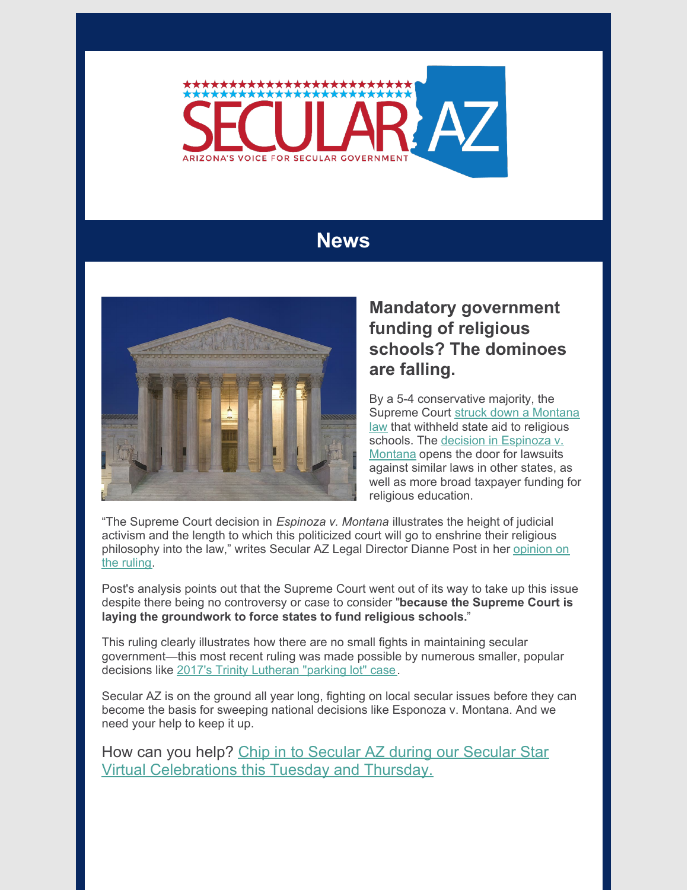# SECULAR AZ

ARIZONA'S VOICE FOR SECULAR GOVERNMENT

## News

### Mandatory government funding of religious schools? The dominoes are falling.

By a 5-4 conservative majority, the Supreme Court struck down a Montana law that withheld state aid to religious schools. The decision in Espinoza v. Montana opens the door for lawsuits against similar laws in other states, as well as more broad taxpayer funding for religious education.

"The Supreme Court decision in *Espinoza v. Montana* illustrates the height of judicial activism and the length to which this politicized court will go to enshrine their religious philosophy into the law," writes Secular AZ Legal Director Dianne Post in her opinion on the ruling.

Post's analysis points out that the Supreme Court went out of its way to take up this issue despite there being no controversy or case to consider "**because the Supreme Court is laying the groundwork to force states to fund religious schools.**"

This ruling clearly illustrates how there are no small fights in maintaining secular government—this most recent ruling was made possible by numerous smaller, popular decisions like 2017's Trinity Lutheran "parking lot" case.

Secular AZ is on the ground all year long, fighting on local secular issues before they can become the basis for sweeping national decisions like Esponoza v. Montana. And we need your help to keep it up.

How can you help? Chip in to Secular AZ during our Secular Star Virtual Celebrations this Tuesday and Thursday.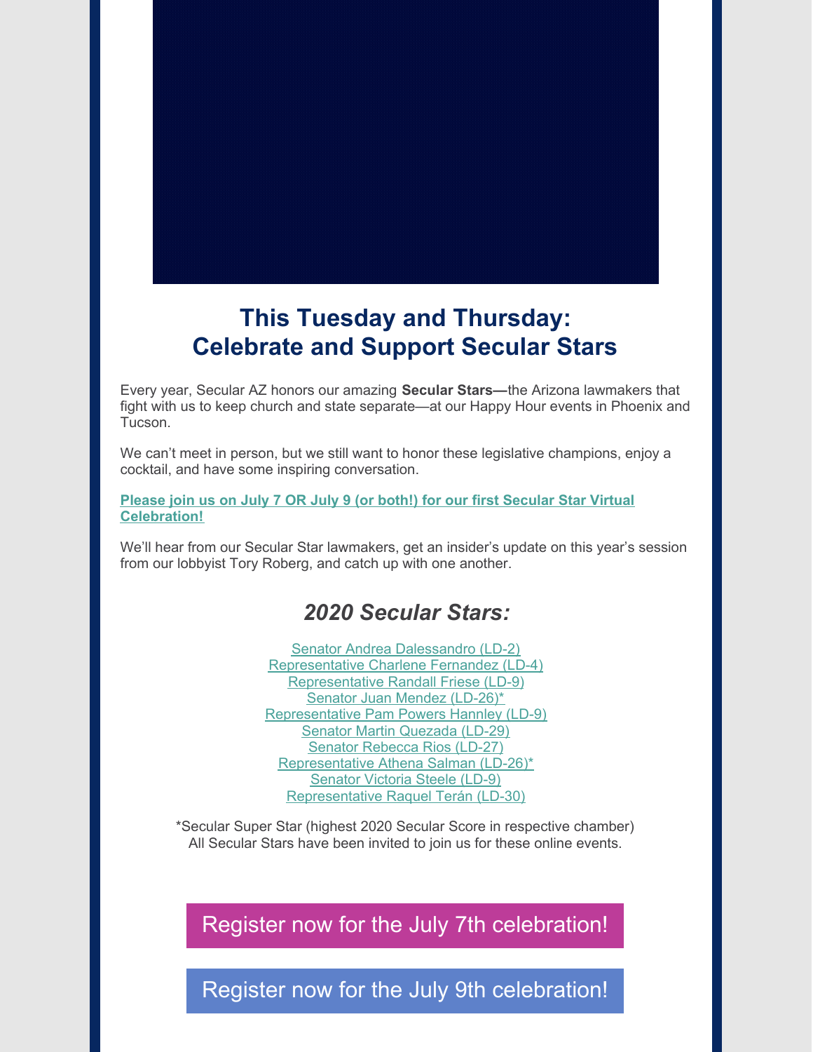## This Tuesday and Thursday: Celebrate and Support Secular Stars

Every year, Secular AZ honors our amazing **Secular Stars—**the Arizona lawmakers that fight with us to keep church and state separate—at our Happy Hour events in Phoenix and Tucson.

We can't meet in person, but we still want to honor these legislative champions, enjoy a cocktail, and have some inspiring conversation.

**Please join us on July 7 OR July 9 (or both!) for our first Secular Star Virtual Celebration!**

We'll hear from our Secular Star lawmakers, get an insider's update on this year's session from our lobbyist Tory Roberg, and catch up with one another.

### *2020 Secular Stars:*

Senator Andrea Dalessandro (LD-2)
Representative Charlene Fernandez (LD-4)
Representative Randall Friese (LD-9)
Senator Juan Mendez (LD-26)*
Representative Pam Powers Hannley (LD-9)
Senator Martin Quezada (LD-29)
Senator Rebecca Rios (LD-27)
Representative Athena Salman (LD-26)*
Senator Victoria Steele (LD-9)
Representative Raquel Terán (LD-30)

*Secular Super Star (highest 2020 Secular Score in respective chamber)
All Secular Stars have been invited to join us for these online events.

Register now for the July 7th celebration!

Register now for the July 9th celebration!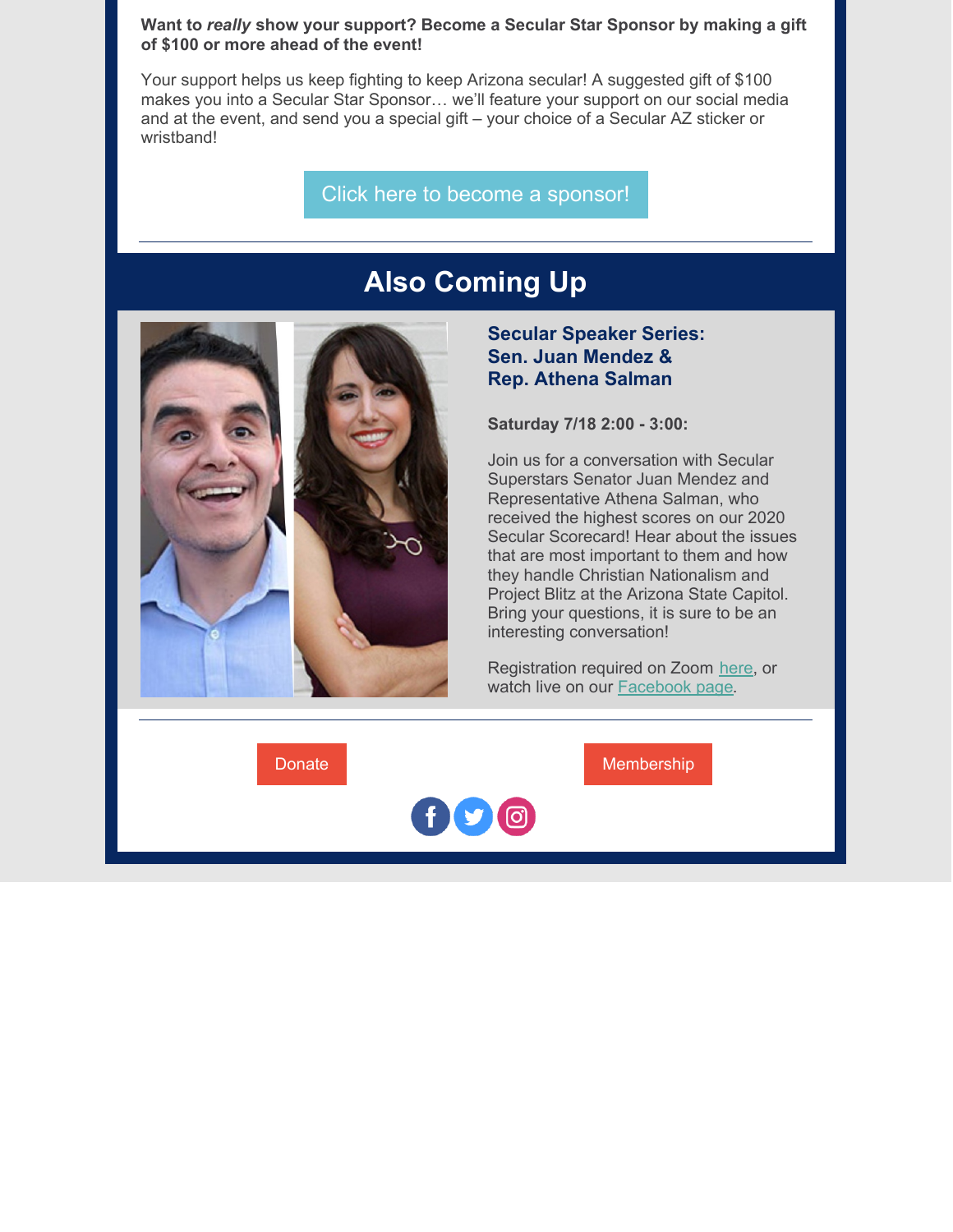**Want to *really* show your support? Become a Secular Star Sponsor by making a gift of $100 or more ahead of the event!**

Your support helps us keep fighting to keep Arizona secular! A suggested gift of $100 makes you into a Secular Star Sponsor… we'll feature your support on our social media and at the event, and send you a special gift – your choice of a Secular AZ sticker or wristband!

Click here to become a sponsor!

---

## Also Coming Up

### Secular Speaker Series: Sen. Juan Mendez & Rep. Athena Salman

**Saturday 7/18 2:00 - 3:00:**

Join us for a conversation with Secular Superstars Senator Juan Mendez and Representative Athena Salman, who received the highest scores on our 2020 Secular Scorecard! Hear about the issues that are most important to them and how they handle Christian Nationalism and Project Blitz at the Arizona State Capitol. Bring your questions, it is sure to be an interesting conversation!

Registration required on Zoom here, or watch live on our Facebook page.

---

Donate

Membership